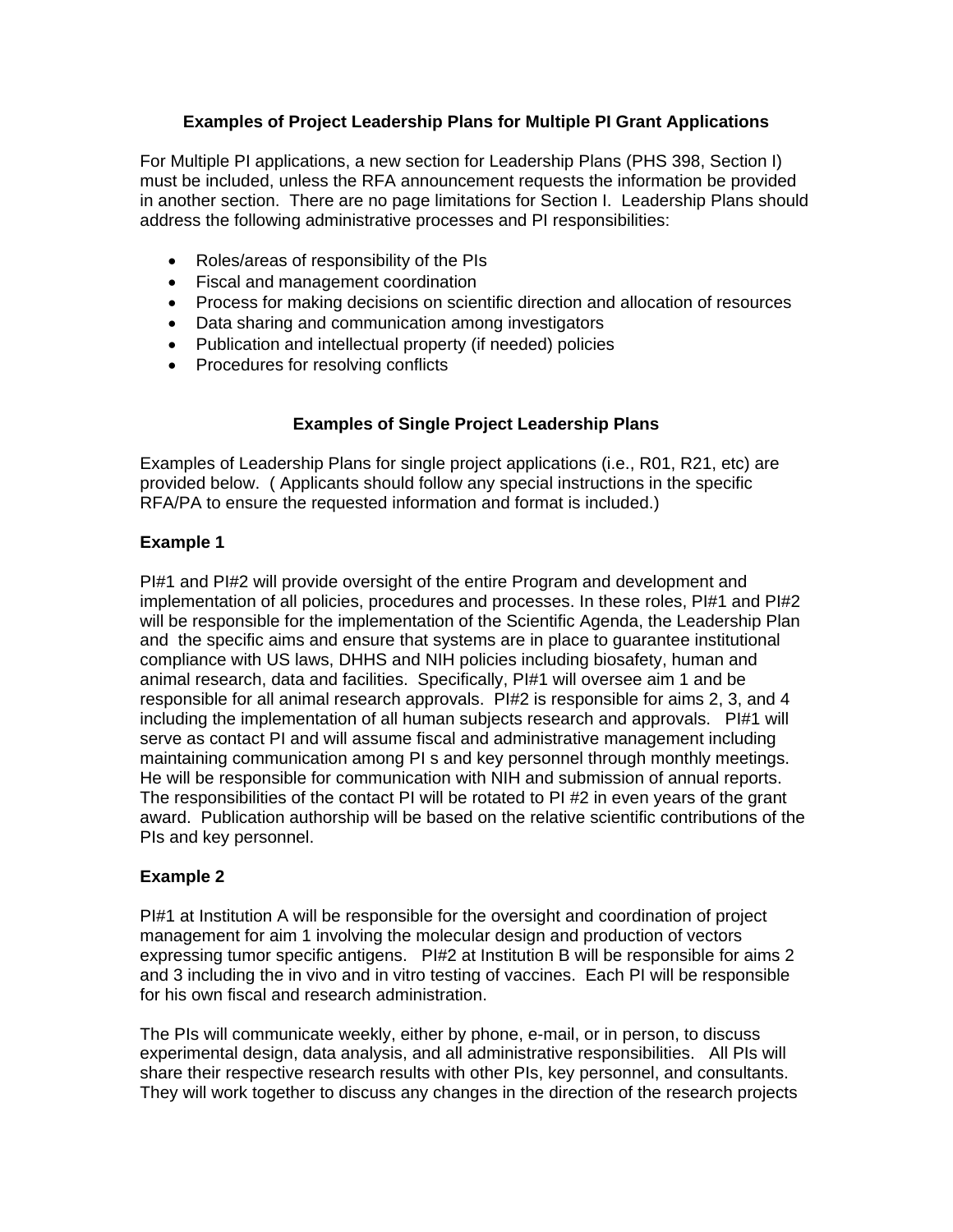### Examples of Project Leadership Plans for Multiple PI Grant Applications

For Multiple PI applications, a new section for Leadership Plans (PHS 398, Section I) must be included, unless the RFA announcement requests the information be provided in another section. There are no page limitations for Section I. Leadership Plans should address the following administrative processes and PI responsibilities:

- Roles/areas of responsibility of the PIs
- Fiscal and management coordination
- Process for making decisions on scientific direction and allocation of resources
- Data sharing and communication among investigators
- Publication and intellectual property (if needed) policies
- Procedures for resolving conflicts

### Examples of Single Project Leadership Plans

Examples of Leadership Plans for single project applications (i.e., R01, R21, etc) are provided below. ( Applicants should follow any special instructions in the specific RFA/PA to ensure the requested information and format is included.)

**Example 1**

PI#1 and PI#2 will provide oversight of the entire Program and development and implementation of all policies, procedures and processes. In these roles, PI#1 and PI#2 will be responsible for the implementation of the Scientific Agenda, the Leadership Plan and the specific aims and ensure that systems are in place to guarantee institutional compliance with US laws, DHHS and NIH policies including biosafety, human and animal research, data and facilities. Specifically, PI#1 will oversee aim 1 and be responsible for all animal research approvals. PI#2 is responsible for aims 2, 3, and 4 including the implementation of all human subjects research and approvals. PI#1 will serve as contact PI and will assume fiscal and administrative management including maintaining communication among PI s and key personnel through monthly meetings. He will be responsible for communication with NIH and submission of annual reports. The responsibilities of the contact PI will be rotated to PI #2 in even years of the grant award. Publication authorship will be based on the relative scientific contributions of the PIs and key personnel.

**Example 2**

PI#1 at Institution A will be responsible for the oversight and coordination of project management for aim 1 involving the molecular design and production of vectors expressing tumor specific antigens. PI#2 at Institution B will be responsible for aims 2 and 3 including the in vivo and in vitro testing of vaccines. Each PI will be responsible for his own fiscal and research administration.

The PIs will communicate weekly, either by phone, e-mail, or in person, to discuss experimental design, data analysis, and all administrative responsibilities. All PIs will share their respective research results with other PIs, key personnel, and consultants. They will work together to discuss any changes in the direction of the research projects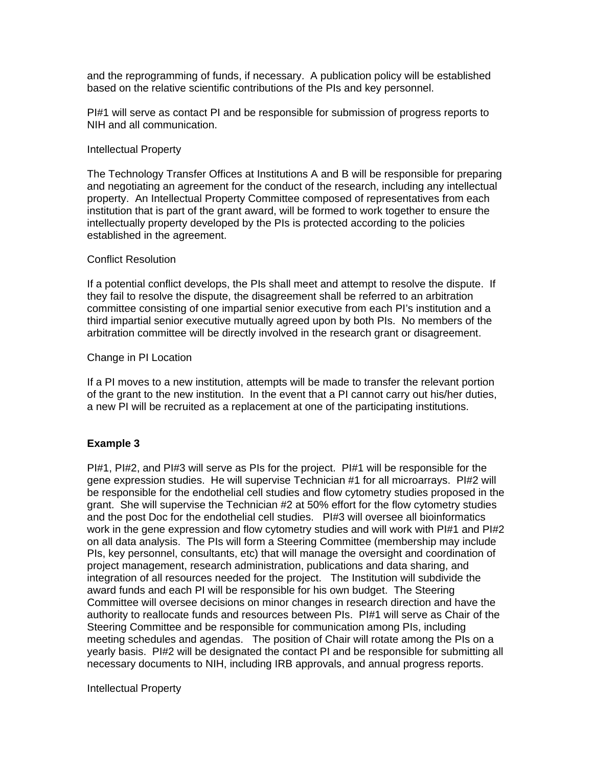and the reprogramming of funds, if necessary. A publication policy will be established based on the relative scientific contributions of the PIs and key personnel.

PI#1 will serve as contact PI and be responsible for submission of progress reports to NIH and all communication.

Intellectual Property

The Technology Transfer Offices at Institutions A and B will be responsible for preparing and negotiating an agreement for the conduct of the research, including any intellectual property. An Intellectual Property Committee composed of representatives from each institution that is part of the grant award, will be formed to work together to ensure the intellectually property developed by the PIs is protected according to the policies established in the agreement.

Conflict Resolution

If a potential conflict develops, the PIs shall meet and attempt to resolve the dispute. If they fail to resolve the dispute, the disagreement shall be referred to an arbitration committee consisting of one impartial senior executive from each PI's institution and a third impartial senior executive mutually agreed upon by both PIs. No members of the arbitration committee will be directly involved in the research grant or disagreement.

Change in PI Location

If a PI moves to a new institution, attempts will be made to transfer the relevant portion of the grant to the new institution. In the event that a PI cannot carry out his/her duties, a new PI will be recruited as a replacement at one of the participating institutions.

**Example 3**

PI#1, PI#2, and PI#3 will serve as PIs for the project. PI#1 will be responsible for the gene expression studies. He will supervise Technician #1 for all microarrays. PI#2 will be responsible for the endothelial cell studies and flow cytometry studies proposed in the grant. She will supervise the Technician #2 at 50% effort for the flow cytometry studies and the post Doc for the endothelial cell studies. PI#3 will oversee all bioinformatics work in the gene expression and flow cytometry studies and will work with PI#1 and PI#2 on all data analysis. The PIs will form a Steering Committee (membership may include PIs, key personnel, consultants, etc) that will manage the oversight and coordination of project management, research administration, publications and data sharing, and integration of all resources needed for the project. The Institution will subdivide the award funds and each PI will be responsible for his own budget. The Steering Committee will oversee decisions on minor changes in research direction and have the authority to reallocate funds and resources between PIs. PI#1 will serve as Chair of the Steering Committee and be responsible for communication among PIs, including meeting schedules and agendas. The position of Chair will rotate among the PIs on a yearly basis. PI#2 will be designated the contact PI and be responsible for submitting all necessary documents to NIH, including IRB approvals, and annual progress reports.

Intellectual Property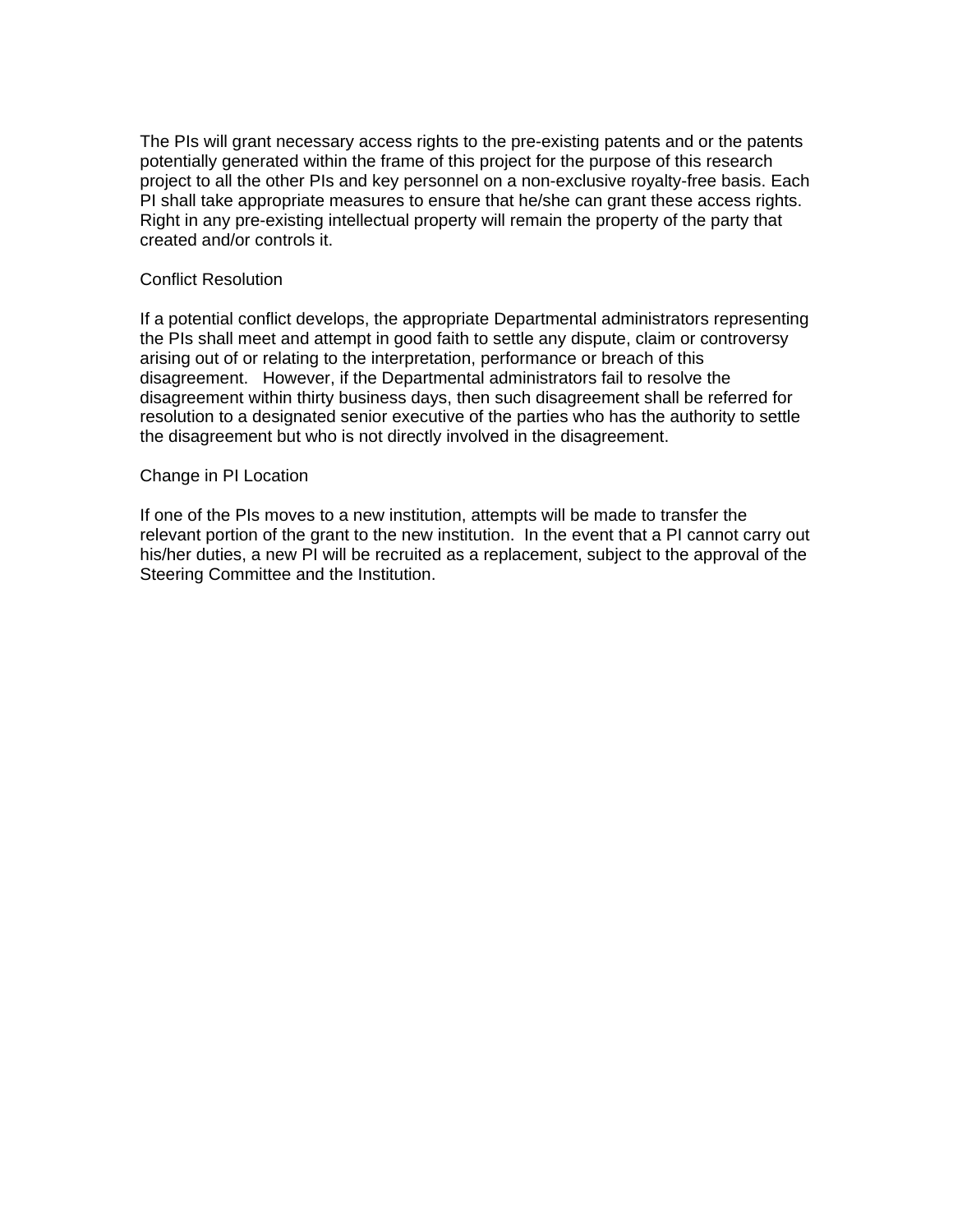The PIs will grant necessary access rights to the pre-existing patents and or the patents potentially generated within the frame of this project for the purpose of this research project to all the other PIs and key personnel on a non-exclusive royalty-free basis. Each PI shall take appropriate measures to ensure that he/she can grant these access rights. Right in any pre-existing intellectual property will remain the property of the party that created and/or controls it.

Conflict Resolution

If a potential conflict develops, the appropriate Departmental administrators representing the PIs shall meet and attempt in good faith to settle any dispute, claim or controversy arising out of or relating to the interpretation, performance or breach of this disagreement. However, if the Departmental administrators fail to resolve the disagreement within thirty business days, then such disagreement shall be referred for resolution to a designated senior executive of the parties who has the authority to settle the disagreement but who is not directly involved in the disagreement.

Change in PI Location

If one of the PIs moves to a new institution, attempts will be made to transfer the relevant portion of the grant to the new institution. In the event that a PI cannot carry out his/her duties, a new PI will be recruited as a replacement, subject to the approval of the Steering Committee and the Institution.